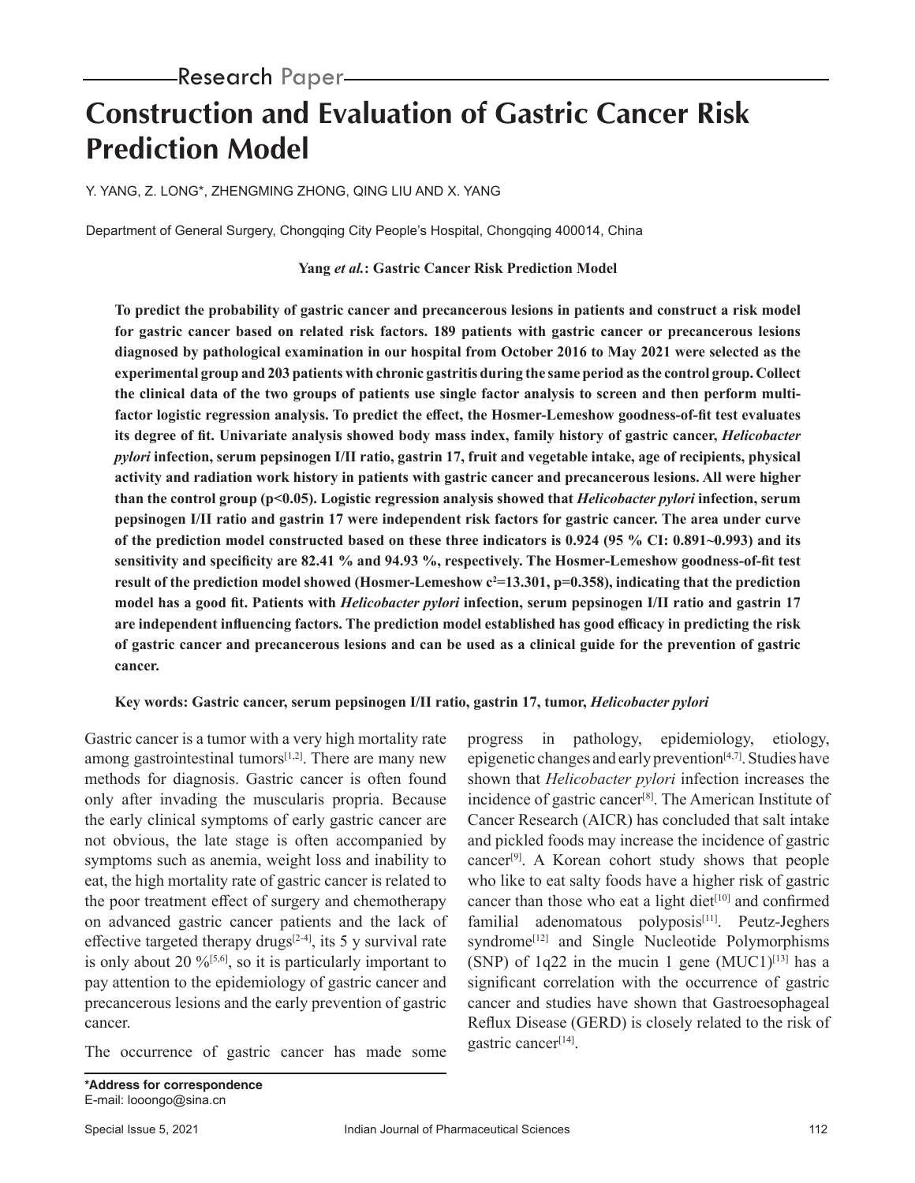Research Paper

# Construction and Evaluation of Gastric Cancer Risk Prediction Model

Y. YANG, Z. LONG*, ZHENGMING ZHONG, QING LIU AND X. YANG

Department of General Surgery, Chongqing City People's Hospital, Chongqing 400014, China

**Yang *et al.*: Gastric Cancer Risk Prediction Model**

**To predict the probability of gastric cancer and precancerous lesions in patients and construct a risk model for gastric cancer based on related risk factors. 189 patients with gastric cancer or precancerous lesions diagnosed by pathological examination in our hospital from October 2016 to May 2021 were selected as the experimental group and 203 patients with chronic gastritis during the same period as the control group. Collect the clinical data of the two groups of patients use single factor analysis to screen and then perform multi-factor logistic regression analysis. To predict the effect, the Hosmer-Lemeshow goodness-of-fit test evaluates its degree of fit. Univariate analysis showed body mass index, family history of gastric cancer, *Helicobacter pylori* infection, serum pepsinogen I/II ratio, gastrin 17, fruit and vegetable intake, age of recipients, physical activity and radiation work history in patients with gastric cancer and precancerous lesions. All were higher than the control group ($p<0.05$). Logistic regression analysis showed that *Helicobacter pylori* infection, serum pepsinogen I/II ratio and gastrin 17 were independent risk factors for gastric cancer. The area under curve of the prediction model constructed based on these three indicators is 0.924 (95 % CI: 0.891~0.993) and its sensitivity and specificity are 82.41 % and 94.93 %, respectively. The Hosmer-Lemeshow goodness-of-fit test result of the prediction model showed (Hosmer-Lemeshow $c^2$=13.301, p=0.358), indicating that the prediction model has a good fit. Patients with *Helicobacter pylori* infection, serum pepsinogen I/II ratio and gastrin 17 are independent influencing factors. The prediction model established has good efficacy in predicting the risk of gastric cancer and precancerous lesions and can be used as a clinical guide for the prevention of gastric cancer.**

**Key words: Gastric cancer, serum pepsinogen I/II ratio, gastrin 17, tumor, *Helicobacter pylori***

Gastric cancer is a tumor with a very high mortality rate among gastrointestinal tumors[1,2]. There are many new methods for diagnosis. Gastric cancer is often found only after invading the muscularis propria. Because the early clinical symptoms of early gastric cancer are not obvious, the late stage is often accompanied by symptoms such as anemia, weight loss and inability to eat, the high mortality rate of gastric cancer is related to the poor treatment effect of surgery and chemotherapy on advanced gastric cancer patients and the lack of effective targeted therapy drugs[2-4], its 5 y survival rate is only about 20 %[5,6], so it is particularly important to pay attention to the epidemiology of gastric cancer and precancerous lesions and the early prevention of gastric cancer.

The occurrence of gastric cancer has made some progress in pathology, epidemiology, etiology, epigenetic changes and early prevention[4,7]. Studies have shown that *Helicobacter pylori* infection increases the incidence of gastric cancer[8]. The American Institute of Cancer Research (AICR) has concluded that salt intake and pickled foods may increase the incidence of gastric cancer[9]. A Korean cohort study shows that people who like to eat salty foods have a higher risk of gastric cancer than those who eat a light diet[10] and confirmed familial adenomatous polyposis[11]. Peutz-Jeghers syndrome[12] and Single Nucleotide Polymorphisms (SNP) of 1q22 in the mucin 1 gene (MUC1)[13] has a significant correlation with the occurrence of gastric cancer and studies have shown that Gastroesophageal Reflux Disease (GERD) is closely related to the risk of gastric cancer[14].

**\*Address for correspondence**
E-mail: looongo@sina.cn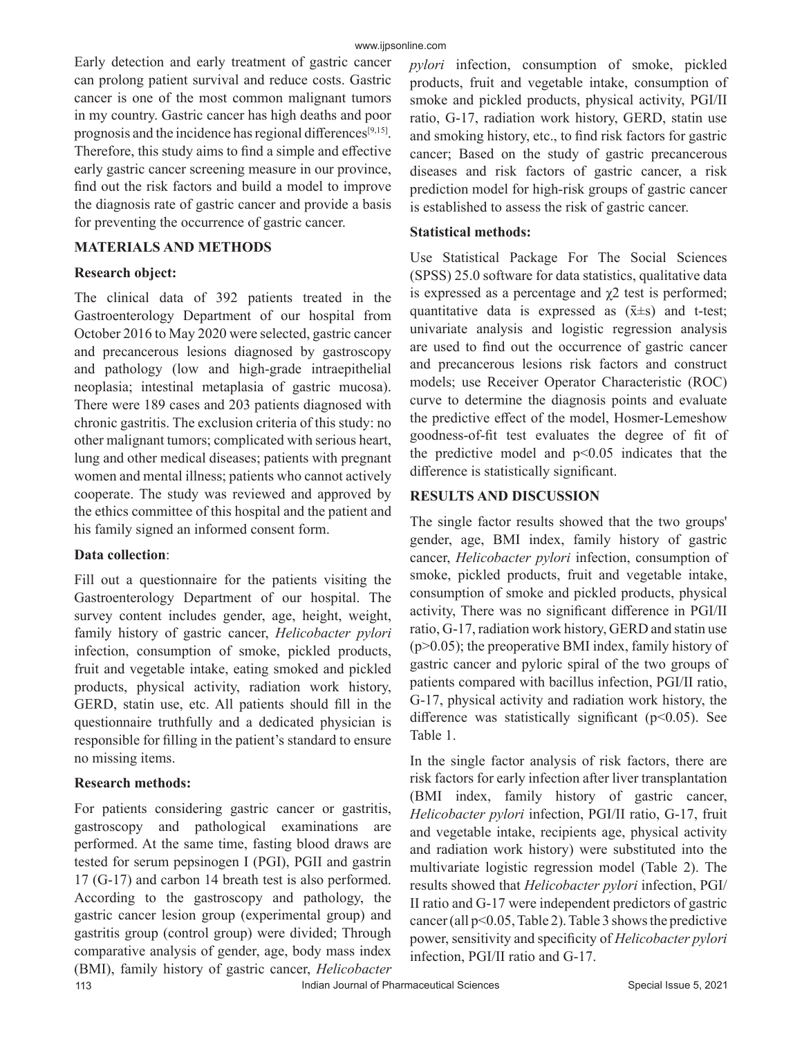Early detection and early treatment of gastric cancer can prolong patient survival and reduce costs. Gastric cancer is one of the most common malignant tumors in my country. Gastric cancer has high deaths and poor prognosis and the incidence has regional differences[9,15]. Therefore, this study aims to find a simple and effective early gastric cancer screening measure in our province, find out the risk factors and build a model to improve the diagnosis rate of gastric cancer and provide a basis for preventing the occurrence of gastric cancer.

## MATERIALS AND METHODS

### Research object:

The clinical data of 392 patients treated in the Gastroenterology Department of our hospital from October 2016 to May 2020 were selected, gastric cancer and precancerous lesions diagnosed by gastroscopy and pathology (low and high-grade intraepithelial neoplasia; intestinal metaplasia of gastric mucosa). There were 189 cases and 203 patients diagnosed with chronic gastritis. The exclusion criteria of this study: no other malignant tumors; complicated with serious heart, lung and other medical diseases; patients with pregnant women and mental illness; patients who cannot actively cooperate. The study was reviewed and approved by the ethics committee of this hospital and the patient and his family signed an informed consent form.

### Data collection:

Fill out a questionnaire for the patients visiting the Gastroenterology Department of our hospital. The survey content includes gender, age, height, weight, family history of gastric cancer, *Helicobacter pylori* infection, consumption of smoke, pickled products, fruit and vegetable intake, eating smoked and pickled products, physical activity, radiation work history, GERD, statin use, etc. All patients should fill in the questionnaire truthfully and a dedicated physician is responsible for filling in the patient's standard to ensure no missing items.

### Research methods:

For patients considering gastric cancer or gastritis, gastroscopy and pathological examinations are performed. At the same time, fasting blood draws are tested for serum pepsinogen I (PGI), PGII and gastrin 17 (G-17) and carbon 14 breath test is also performed. According to the gastroscopy and pathology, the gastric cancer lesion group (experimental group) and gastritis group (control group) were divided; Through comparative analysis of gender, age, body mass index (BMI), family history of gastric cancer, *Helicobacter pylori* infection, consumption of smoke, pickled products, fruit and vegetable intake, consumption of smoke and pickled products, physical activity, PGI/II ratio, G-17, radiation work history, GERD, statin use and smoking history, etc., to find risk factors for gastric cancer; Based on the study of gastric precancerous diseases and risk factors of gastric cancer, a risk prediction model for high-risk groups of gastric cancer is established to assess the risk of gastric cancer.

### Statistical methods:

Use Statistical Package For The Social Sciences (SPSS) 25.0 software for data statistics, qualitative data is expressed as a percentage and $\chi2$ test is performed; quantitative data is expressed as ($\bar{x}\pm s$) and t-test; univariate analysis and logistic regression analysis are used to find out the occurrence of gastric cancer and precancerous lesions risk factors and construct models; use Receiver Operator Characteristic (ROC) curve to determine the diagnosis points and evaluate the predictive effect of the model, Hosmer-Lemeshow goodness-of-fit test evaluates the degree of fit of the predictive model and $p<0.05$ indicates that the difference is statistically significant.

## RESULTS AND DISCUSSION

The single factor results showed that the two groups' gender, age, BMI index, family history of gastric cancer, *Helicobacter pylori* infection, consumption of smoke, pickled products, fruit and vegetable intake, consumption of smoke and pickled products, physical activity, There was no significant difference in PGI/II ratio, G-17, radiation work history, GERD and statin use ($p>0.05$); the preoperative BMI index, family history of gastric cancer and pyloric spiral of the two groups of patients compared with bacillus infection, PGI/II ratio, G-17, physical activity and radiation work history, the difference was statistically significant ($p<0.05$). See Table 1.

In the single factor analysis of risk factors, there are risk factors for early infection after liver transplantation (BMI index, family history of gastric cancer, *Helicobacter pylori* infection, PGI/II ratio, G-17, fruit and vegetable intake, recipients age, physical activity and radiation work history) were substituted into the multivariate logistic regression model (Table 2). The results showed that *Helicobacter pylori* infection, PGI/II ratio and G-17 were independent predictors of gastric cancer (all $p<0.05$, Table 2). Table 3 shows the predictive power, sensitivity and specificity of *Helicobacter pylori* infection, PGI/II ratio and G-17.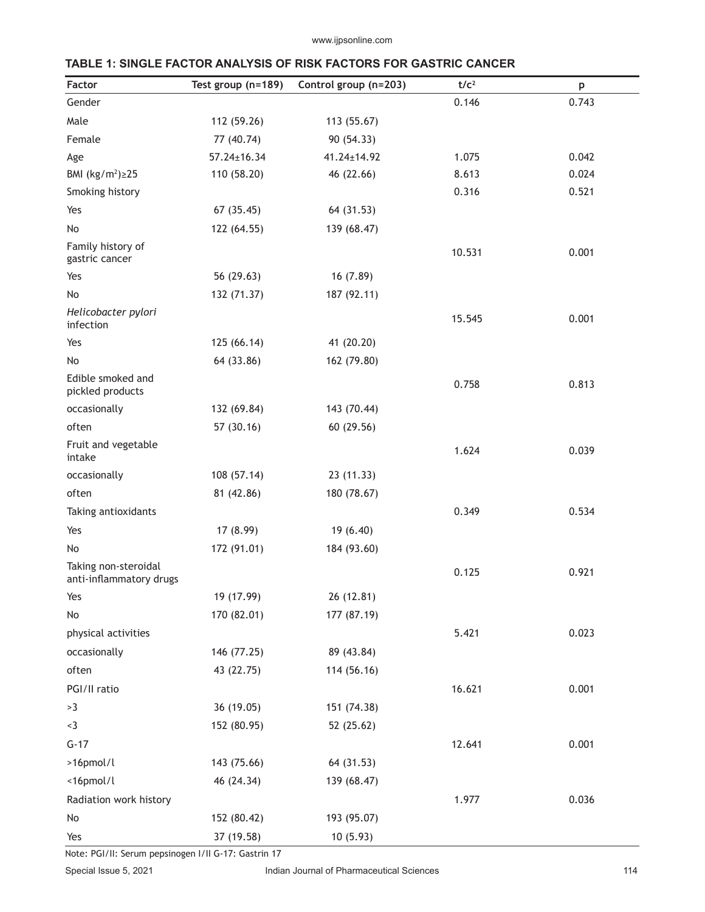**TABLE 1: SINGLE FACTOR ANALYSIS OF RISK FACTORS FOR GASTRIC CANCER**

| Factor | Test group (n=189) | Control group (n=203) | $t/c^2$ | p |
|---|---|---|---|---|
| Gender | | | 0.146 | 0.743 |
| Male | 112 (59.26) | 113 (55.67) | | |
| Female | 77 (40.74) | 90 (54.33) | | |
| Age | 57.24±16.34 | 41.24±14.92 | 1.075 | 0.042 |
| BMI ($kg/m^2$)≥25 | 110 (58.20) | 46 (22.66) | 8.613 | 0.024 |
| Smoking history | | | 0.316 | 0.521 |
| Yes | 67 (35.45) | 64 (31.53) | | |
| No | 122 (64.55) | 139 (68.47) | | |
| Family history of gastric cancer | | | 10.531 | 0.001 |
| Yes | 56 (29.63) | 16 (7.89) | | |
| No | 132 (71.37) | 187 (92.11) | | |
| *Helicobacter pylori* infection | | | 15.545 | 0.001 |
| Yes | 125 (66.14) | 41 (20.20) | | |
| No | 64 (33.86) | 162 (79.80) | | |
| Edible smoked and pickled products | | | 0.758 | 0.813 |
| occasionally | 132 (69.84) | 143 (70.44) | | |
| often | 57 (30.16) | 60 (29.56) | | |
| Fruit and vegetable intake | | | 1.624 | 0.039 |
| occasionally | 108 (57.14) | 23 (11.33) | | |
| often | 81 (42.86) | 180 (78.67) | | |
| Taking antioxidants | | | 0.349 | 0.534 |
| Yes | 17 (8.99) | 19 (6.40) | | |
| No | 172 (91.01) | 184 (93.60) | | |
| Taking non-steroidal anti-inflammatory drugs | | | 0.125 | 0.921 |
| Yes | 19 (17.99) | 26 (12.81) | | |
| No | 170 (82.01) | 177 (87.19) | | |
| physical activities | | | 5.421 | 0.023 |
| occasionally | 146 (77.25) | 89 (43.84) | | |
| often | 43 (22.75) | 114 (56.16) | | |
| PGI/II ratio | | | 16.621 | 0.001 |
| >3 | 36 (19.05) | 151 (74.38) | | |
| <3 | 152 (80.95) | 52 (25.62) | | |
| G-17 | | | 12.641 | 0.001 |
| >16pmol/l | 143 (75.66) | 64 (31.53) | | |
| <16pmol/l | 46 (24.34) | 139 (68.47) | | |
| Radiation work history | | | 1.977 | 0.036 |
| No | 152 (80.42) | 193 (95.07) | | |
| Yes | 37 (19.58) | 10 (5.93) | | |

Note: PGI/II: Serum pepsinogen I/II G-17: Gastrin 17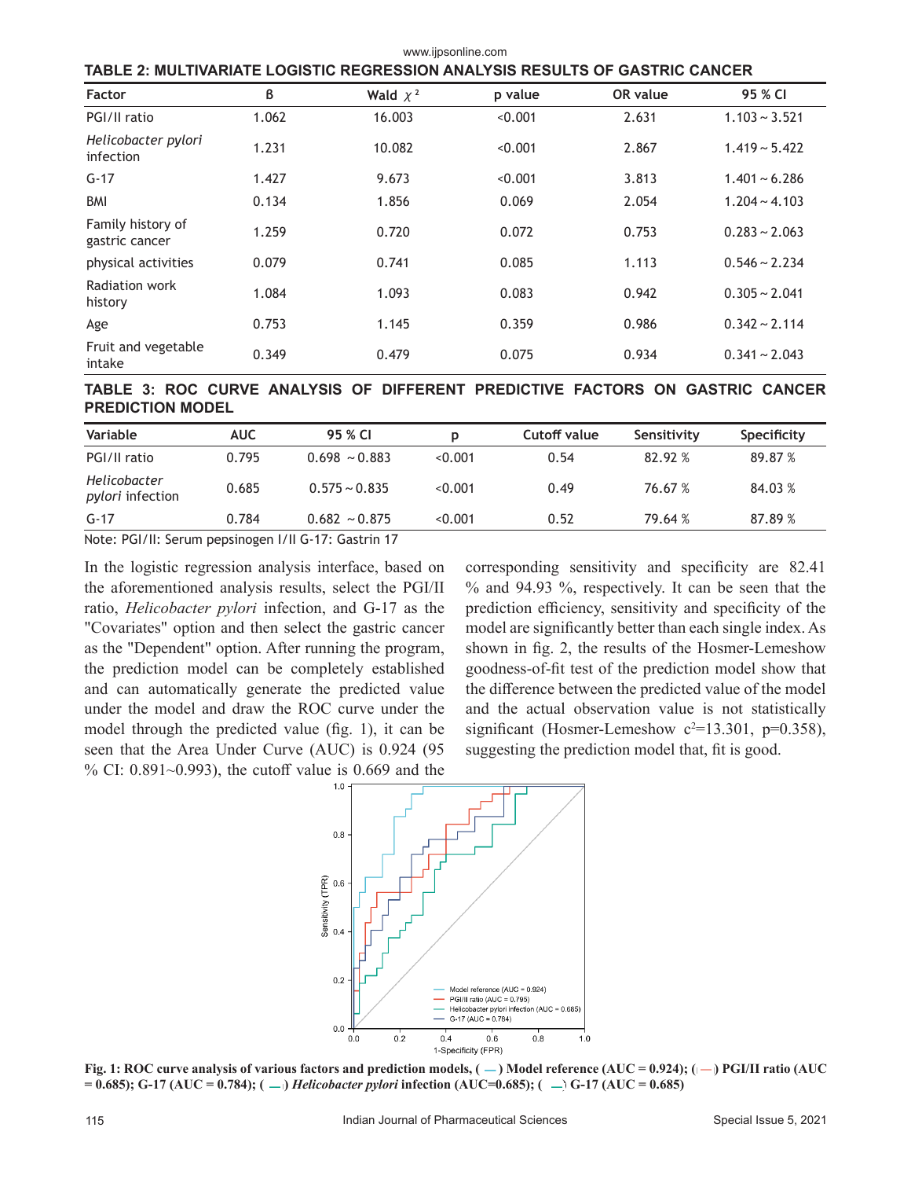**TABLE 2: MULTIVARIATE LOGISTIC REGRESSION ANALYSIS RESULTS OF GASTRIC CANCER**

| Factor | B | Wald $\chi^2$ | p value | OR value | 95 % CI |
|---|---|---|---|---|---|
| PGI/II ratio | 1.062 | 16.003 | <0.001 | 2.631 | 1.103~3.521 |
| *Helicobacter pylori* infection | 1.231 | 10.082 | <0.001 | 2.867 | 1.419~5.422 |
| G-17 | 1.427 | 9.673 | <0.001 | 3.813 | 1.401~6.286 |
| BMI | 0.134 | 1.856 | 0.069 | 2.054 | 1.204~4.103 |
| Family history of gastric cancer | 1.259 | 0.720 | 0.072 | 0.753 | 0.283~2.063 |
| physical activities | 0.079 | 0.741 | 0.085 | 1.113 | 0.546~2.234 |
| Radiation work history | 1.084 | 1.093 | 0.083 | 0.942 | 0.305~2.041 |
| Age | 0.753 | 1.145 | 0.359 | 0.986 | 0.342~2.114 |
| Fruit and vegetable intake | 0.349 | 0.479 | 0.075 | 0.934 | 0.341~2.043 |

**TABLE 3: ROC CURVE ANALYSIS OF DIFFERENT PREDICTIVE FACTORS ON GASTRIC CANCER PREDICTION MODEL**

| Variable | AUC | 95 % CI | p | Cutoff value | Sensitivity | Specificity |
|---|---|---|---|---|---|---|
| PGI/II ratio | 0.795 | 0.698 ~0.883 | <0.001 | 0.54 | 82.92 % | 89.87 % |
| *Helicobacter pylori* infection | 0.685 | 0.575~0.835 | <0.001 | 0.49 | 76.67 % | 84.03 % |
| G-17 | 0.784 | 0.682 ~0.875 | <0.001 | 0.52 | 79.64 % | 87.89 % |

Note: PGI/II: Serum pepsinogen I/II G-17: Gastrin 17

In the logistic regression analysis interface, based on the aforementioned analysis results, select the PGI/II ratio, *Helicobacter pylori* infection, and G-17 as the "Covariates" option and then select the gastric cancer as the "Dependent" option. After running the program, the prediction model can be completely established and can automatically generate the predicted value under the model and draw the ROC curve under the model through the predicted value (fig. 1), it can be seen that the Area Under Curve (AUC) is 0.924 (95 % CI: 0.891~0.993), the cutoff value is 0.669 and the corresponding sensitivity and specificity are 82.41 % and 94.93 %, respectively. It can be seen that the prediction efficiency, sensitivity and specificity of the model are significantly better than each single index. As shown in fig. 2, the results of the Hosmer-Lemeshow goodness-of-fit test of the prediction model show that the difference between the predicted value of the model and the actual observation value is not statistically significant (Hosmer-Lemeshow $c^2$=13.301, p=0.358), suggesting the prediction model that, fit is good.

Sensitivity (TPR)
1.0
0.8
0.6
0.4
0.2
0.0
0.0 0.2 0.4 0.6 0.8 1.0
1-Specificity (FPR)
Model reference (AUC = 0.924)
PGI/II ratio (AUC = 0.795)
Helicobacter pylori infection (AUC = 0.685)
G-17 (AUC = 0.784)

**Fig. 1: ROC curve analysis of various factors and prediction models, ( ) Model reference (AUC = 0.924); ( ) PGI/II ratio (AUC = 0.685); G-17 (AUC = 0.784); ( ) *Helicobacter pylori* infection (AUC=0.685); ( ) G-17 (AUC = 0.685)**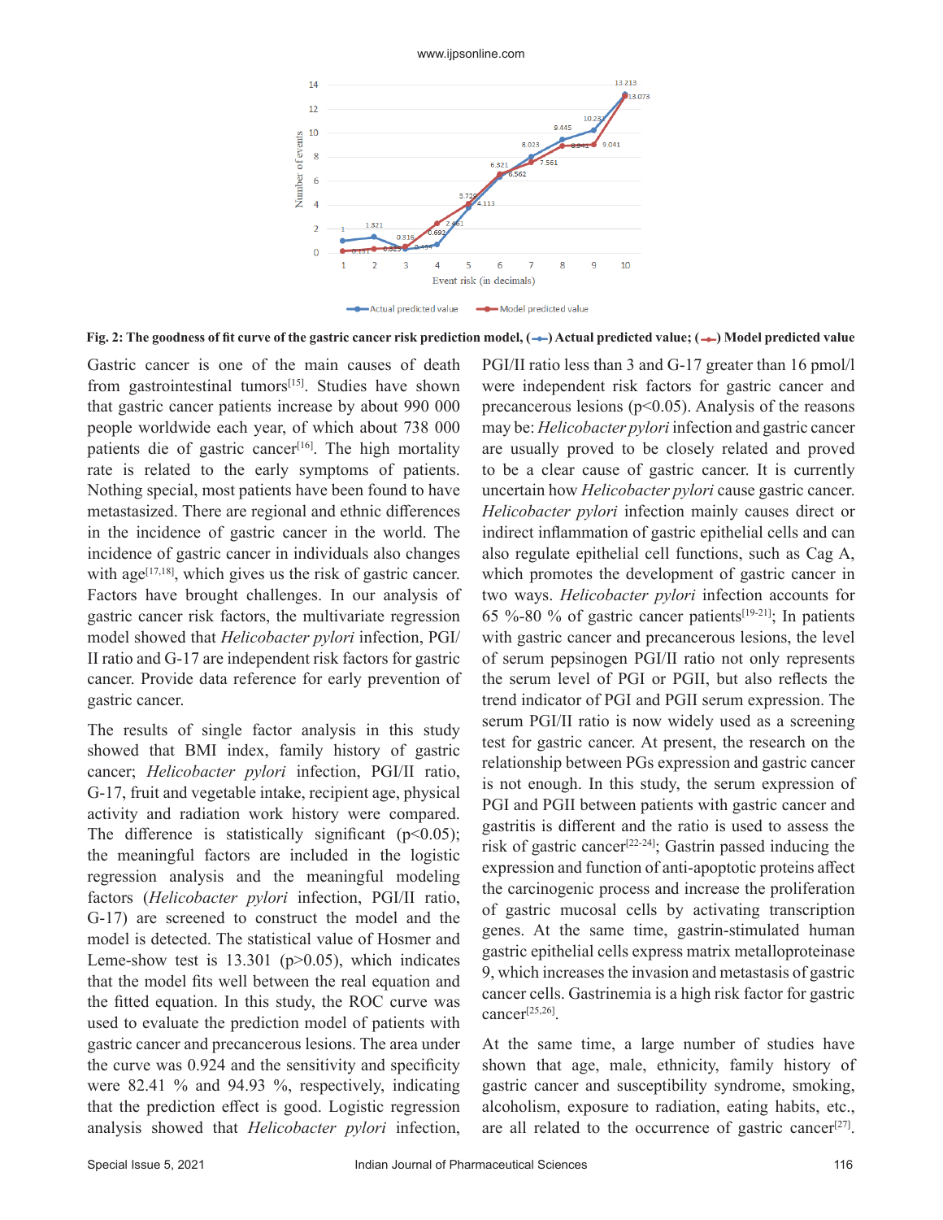14
12
10
8
6
4
2
0

Number of events

1 2 3 4 5 6 7 8 9 10

Event risk (in decimals)

1, 1.321, 0.316, 0.692, 3.729, 6.321, 8.023, 9.445, 10.237, 13.213

0.151, 0.323, 0.494, 2.461, 4.113, 6.562, 7.561, 8.941, 9.041, 13.073

Actual predicted value
Model predicted value

**Fig. 2: The goodness of fit curve of the gastric cancer risk prediction model, (—) Actual predicted value; (—) Model predicted value**

Gastric cancer is one of the main causes of death from gastrointestinal tumors[15]. Studies have shown that gastric cancer patients increase by about 990 000 people worldwide each year, of which about 738 000 patients die of gastric cancer[16]. The high mortality rate is related to the early symptoms of patients. Nothing special, most patients have been found to have metastasized. There are regional and ethnic differences in the incidence of gastric cancer in the world. The incidence of gastric cancer in individuals also changes with age[17,18], which gives us the risk of gastric cancer. Factors have brought challenges. In our analysis of gastric cancer risk factors, the multivariate regression model showed that *Helicobacter pylori* infection, PGI/II ratio and G-17 are independent risk factors for gastric cancer. Provide data reference for early prevention of gastric cancer.

The results of single factor analysis in this study showed that BMI index, family history of gastric cancer; *Helicobacter pylori* infection, PGI/II ratio, G-17, fruit and vegetable intake, recipient age, physical activity and radiation work history were compared. The difference is statistically significant ($p<0.05$); the meaningful factors are included in the logistic regression analysis and the meaningful modeling factors (*Helicobacter pylori* infection, PGI/II ratio, G-17) are screened to construct the model and the model is detected. The statistical value of Hosmer and Leme-show test is 13.301 ($p>0.05$), which indicates that the model fits well between the real equation and the fitted equation. In this study, the ROC curve was used to evaluate the prediction model of patients with gastric cancer and precancerous lesions. The area under the curve was 0.924 and the sensitivity and specificity were 82.41 % and 94.93 %, respectively, indicating that the prediction effect is good. Logistic regression analysis showed that *Helicobacter pylori* infection, PGI/II ratio less than 3 and G-17 greater than 16 pmol/l were independent risk factors for gastric cancer and precancerous lesions ($p<0.05$). Analysis of the reasons may be: *Helicobacter pylori* infection and gastric cancer are usually proved to be closely related and proved to be a clear cause of gastric cancer. It is currently uncertain how *Helicobacter pylori* cause gastric cancer. *Helicobacter pylori* infection mainly causes direct or indirect inflammation of gastric epithelial cells and can also regulate epithelial cell functions, such as Cag A, which promotes the development of gastric cancer in two ways. *Helicobacter pylori* infection accounts for 65 %-80 % of gastric cancer patients[19-21]; In patients with gastric cancer and precancerous lesions, the level of serum pepsinogen PGI/II ratio not only represents the serum level of PGI or PGII, but also reflects the trend indicator of PGI and PGII serum expression. The serum PGI/II ratio is now widely used as a screening test for gastric cancer. At present, the research on the relationship between PGs expression and gastric cancer is not enough. In this study, the serum expression of PGI and PGII between patients with gastric cancer and gastritis is different and the ratio is used to assess the risk of gastric cancer[22-24]; Gastrin passed inducing the expression and function of anti-apoptotic proteins affect the carcinogenic process and increase the proliferation of gastric mucosal cells by activating transcription genes. At the same time, gastrin-stimulated human gastric epithelial cells express matrix metalloproteinase 9, which increases the invasion and metastasis of gastric cancer cells. Gastrinemia is a high risk factor for gastric cancer[25,26].

At the same time, a large number of studies have shown that age, male, ethnicity, family history of gastric cancer and susceptibility syndrome, smoking, alcoholism, exposure to radiation, eating habits, etc., are all related to the occurrence of gastric cancer[27].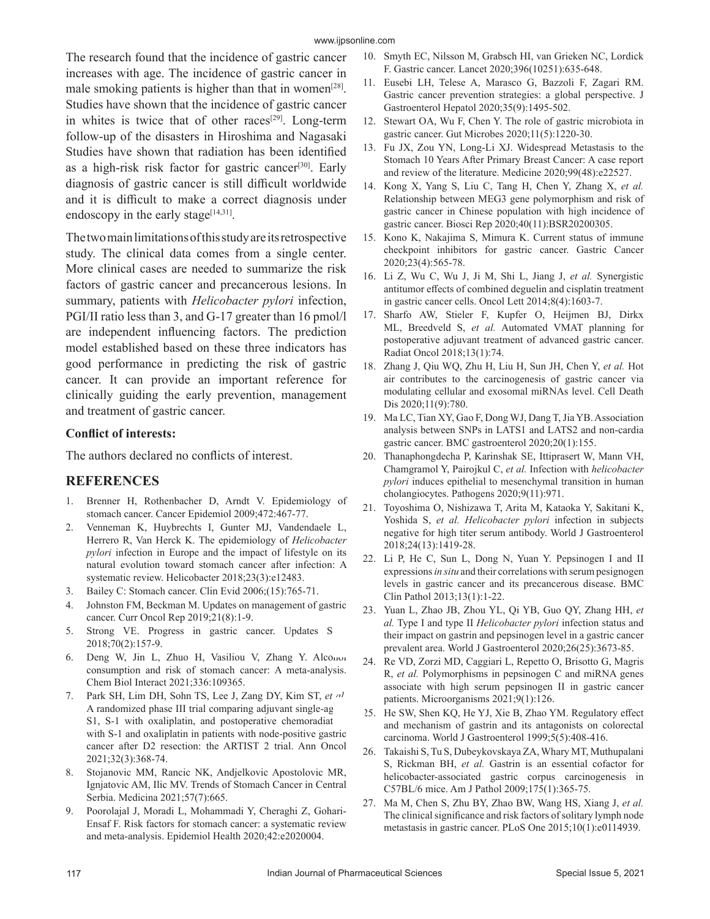The research found that the incidence of gastric cancer increases with age. The incidence of gastric cancer in male smoking patients is higher than that in women[28]. Studies have shown that the incidence of gastric cancer in whites is twice that of other races[29]. Long-term follow-up of the disasters in Hiroshima and Nagasaki Studies have shown that radiation has been identified as a high-risk risk factor for gastric cancer[30]. Early diagnosis of gastric cancer is still difficult worldwide and it is difficult to make a correct diagnosis under endoscopy in the early stage[14,31].

The two main limitations of this study are its retrospective study. The clinical data comes from a single center. More clinical cases are needed to summarize the risk factors of gastric cancer and precancerous lesions. In summary, patients with *Helicobacter pylori* infection, PGI/II ratio less than 3, and G-17 greater than 16 pmol/l are independent influencing factors. The prediction model established based on these three indicators has good performance in predicting the risk of gastric cancer. It can provide an important reference for clinically guiding the early prevention, management and treatment of gastric cancer.

**Conflict of interests:**

The authors declared no conflicts of interest.

## REFERENCES

1. Brenner H, Rothenbacher D, Arndt V. Epidemiology of stomach cancer. Cancer Epidemiol 2009;472:467-77.
2. Venneman K, Huybrechts I, Gunter MJ, Vandendaele L, Herrero R, Van Herck K. The epidemiology of *Helicobacter pylori* infection in Europe and the impact of lifestyle on its natural evolution toward stomach cancer after infection: A systematic review. Helicobacter 2018;23(3):e12483.
3. Bailey C: Stomach cancer. Clin Evid 2006;(15):765-71.
4. Johnston FM, Beckman M. Updates on management of gastric cancer. Curr Oncol Rep 2019;21(8):1-9.
5. Strong VE. Progress in gastric cancer. Updates S 2018;70(2):157-9.
6. Deng W, Jin L, Zhuo H, Vasiliou V, Zhang Y. Alcohol consumption and risk of stomach cancer: A meta-analysis. Chem Biol Interact 2021;336:109365.
7. Park SH, Lim DH, Sohn TS, Lee J, Zang DY, Kim ST, *et al.* A randomized phase III trial comparing adjuvant single-ag S1, S-1 with oxaliplatin, and postoperative chemoradiat with S-1 and oxaliplatin in patients with node-positive gastric cancer after D2 resection: the ARTIST 2 trial. Ann Oncol 2021;32(3):368-74.
8. Stojanovic MM, Rancic NK, Andjelkovic Apostolovic MR, Ignjatovic AM, Ilic MV. Trends of Stomach Cancer in Central Serbia. Medicina 2021;57(7):665.
9. Poorolajal J, Moradi L, Mohammadi Y, Cheraghi Z, Gohari-Ensaf F. Risk factors for stomach cancer: a systematic review and meta-analysis. Epidemiol Health 2020;42:e2020004.
10. Smyth EC, Nilsson M, Grabsch HI, van Grieken NC, Lordick F. Gastric cancer. Lancet 2020;396(10251):635-648.
11. Eusebi LH, Telese A, Marasco G, Bazzoli F, Zagari RM. Gastric cancer prevention strategies: a global perspective. J Gastroenterol Hepatol 2020;35(9):1495-502.
12. Stewart OA, Wu F, Chen Y. The role of gastric microbiota in gastric cancer. Gut Microbes 2020;11(5):1220-30.
13. Fu JX, Zou YN, Long-Li XJ. Widespread Metastasis to the Stomach 10 Years After Primary Breast Cancer: A case report and review of the literature. Medicine 2020;99(48):e22527.
14. Kong X, Yang S, Liu C, Tang H, Chen Y, Zhang X, *et al.* Relationship between MEG3 gene polymorphism and risk of gastric cancer in Chinese population with high incidence of gastric cancer. Biosci Rep 2020;40(11):BSR20200305.
15. Kono K, Nakajima S, Mimura K. Current status of immune checkpoint inhibitors for gastric cancer. Gastric Cancer 2020;23(4):565-78.
16. Li Z, Wu C, Wu J, Ji M, Shi L, Jiang J, *et al.* Synergistic antitumor effects of combined deguelin and cisplatin treatment in gastric cancer cells. Oncol Lett 2014;8(4):1603-7.
17. Sharfo AW, Stieler F, Kupfer O, Heijmen BJ, Dirkx ML, Breedveld S, *et al.* Automated VMAT planning for postoperative adjuvant treatment of advanced gastric cancer. Radiat Oncol 2018;13(1):74.
18. Zhang J, Qiu WQ, Zhu H, Liu H, Sun JH, Chen Y, *et al.* Hot air contributes to the carcinogenesis of gastric cancer via modulating cellular and exosomal miRNAs level. Cell Death Dis 2020;11(9):780.
19. Ma LC, Tian XY, Gao F, Dong WJ, Dang T, Jia YB. Association analysis between SNPs in LATS1 and LATS2 and non-cardia gastric cancer. BMC gastroenterol 2020;20(1):155.
20. Thanaphongdecha P, Karinshak SE, Ittiprasert W, Mann VH, Chamgramol Y, Pairojkul C, *et al.* Infection with *helicobacter pylori* induces epithelial to mesenchymal transition in human cholangiocytes. Pathogens 2020;9(11):971.
21. Toyoshima O, Nishizawa T, Arita M, Kataoka Y, Sakitani K, Yoshida S, *et al. Helicobacter pylori* infection in subjects negative for high titer serum antibody. World J Gastroenterol 2018;24(13):1419-28.
22. Li P, He C, Sun L, Dong N, Yuan Y. Pepsinogen I and II expressions *in situ* and their correlations with serum pesignogen levels in gastric cancer and its precancerous disease. BMC Clin Pathol 2013;13(1):1-22.
23. Yuan L, Zhao JB, Zhou YL, Qi YB, Guo QY, Zhang HH, *et al.* Type I and type II *Helicobacter pylori* infection status and their impact on gastrin and pepsinogen level in a gastric cancer prevalent area. World J Gastroenterol 2020;26(25):3673-85.
24. Re VD, Zorzi MD, Caggiari L, Repetto O, Brisotto G, Magris R, *et al.* Polymorphisms in pepsinogen C and miRNA genes associate with high serum pepsinogen II in gastric cancer patients. Microorganisms 2021;9(1):126.
25. He SW, Shen KQ, He YJ, Xie B, Zhao YM. Regulatory effect and mechanism of gastrin and its antagonists on colorectal carcinoma. World J Gastroenterol 1999;5(5):408-416.
26. Takaishi S, Tu S, Dubeykovskaya ZA, Whary MT, Muthupalani S, Rickman BH, *et al.* Gastrin is an essential cofactor for helicobacter-associated gastric corpus carcinogenesis in C57BL/6 mice. Am J Pathol 2009;175(1):365-75.
27. Ma M, Chen S, Zhu BY, Zhao BW, Wang HS, Xiang J, *et al.* The clinical significance and risk factors of solitary lymph node metastasis in gastric cancer. PLoS One 2015;10(1):e0114939.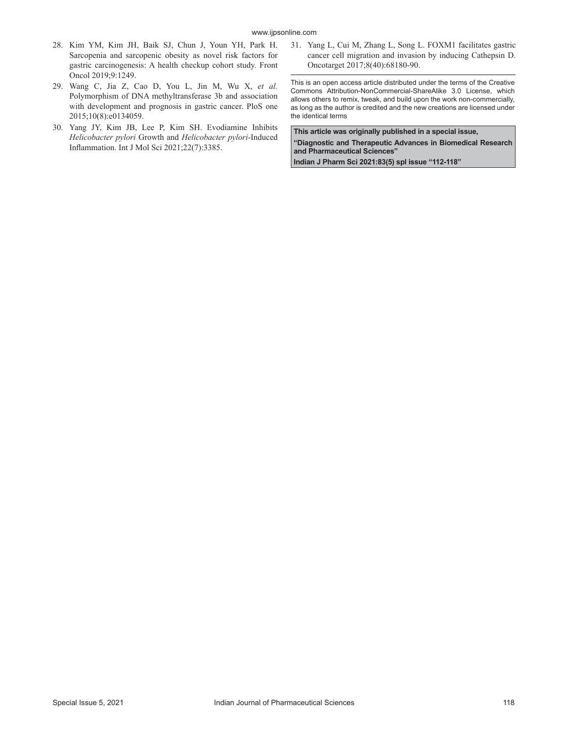28. Kim YM, Kim JH, Baik SJ, Chun J, Youn YH, Park H. Sarcopenia and sarcopenic obesity as novel risk factors for gastric carcinogenesis: A health checkup cohort study. Front Oncol 2019;9:1249.
29. Wang C, Jia Z, Cao D, You L, Jin M, Wu X, *et al.* Polymorphism of DNA methyltransferase 3b and association with development and prognosis in gastric cancer. PloS one 2015;10(8):e0134059.
30. Yang JY, Kim JB, Lee P, Kim SH. Evodiamine Inhibits *Helicobacter pylori* Growth and *Helicobacter pylori*-Induced Inflammation. Int J Mol Sci 2021;22(7):3385.
31. Yang L, Cui M, Zhang L, Song L. FOXM1 facilitates gastric cancer cell migration and invasion by inducing Cathepsin D. Oncotarget 2017;8(40):68180-90.

This is an open access article distributed under the terms of the Creative Commons Attribution-NonCommercial-ShareAlike 3.0 License, which allows others to remix, tweak, and build upon the work non-commercially, as long as the author is credited and the new creations are licensed under the identical terms

**This article was originally published in a special issue, "Diagnostic and Therapeutic Advances in Biomedical Research and Pharmaceutical Sciences"**
**Indian J Pharm Sci 2021:83(5) spl issue "112-118"**